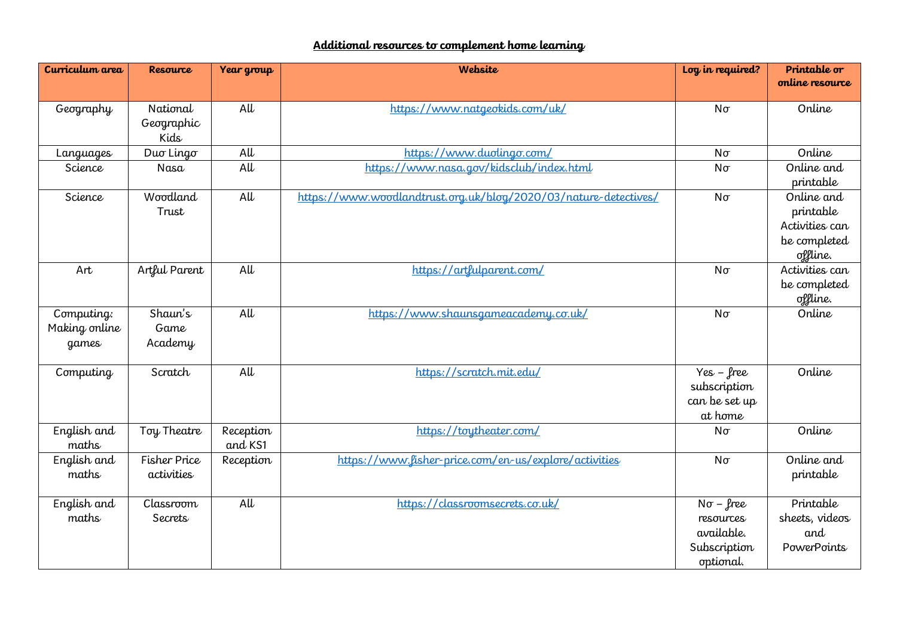**Additional resources to complement home learning**

| Curriculum area | Resource | Year group | Website | Log in required? | Printable or online resource |
|---|---|---|---|---|---|
| Geography | National Geographic Kids | All | https://www.natgeokids.com/uk/ | No | Online |
| Languages | Duo Lingo | All | https://www.duolingo.com/ | No | Online |
| Science | Nasa | All | https://www.nasa.gov/kidsclub/index.html | No | Online and printable |
| Science | Woodland Trust | All | https://www.woodlandtrust.org.uk/blog/2020/03/nature-detectives/ | No | Online and printable Activities can be completed offline. |
| Art | Artful Parent | All | https://artfulparent.com/ | No | Activities can be completed offline. |
| Computing: Making online games | Shaun's Game Academy | All | https://www.shaunsgameacademy.co.uk/ | No | Online |
| Computing | Scratch | All | https://scratch.mit.edu/ | Yes – free subscription can be set up at home | Online |
| English and maths | Toy Theatre | Reception and KS1 | https://toytheater.com/ | No | Online |
| English and maths | Fisher Price activities | Reception | https://www.fisher-price.com/en-us/explore/activities | No | Online and printable |
| English and maths | Classroom Secrets | All | https://classroomsecrets.co.uk/ | No – free resources available. Subscription optional. | Printable sheets, videos and PowerPoints |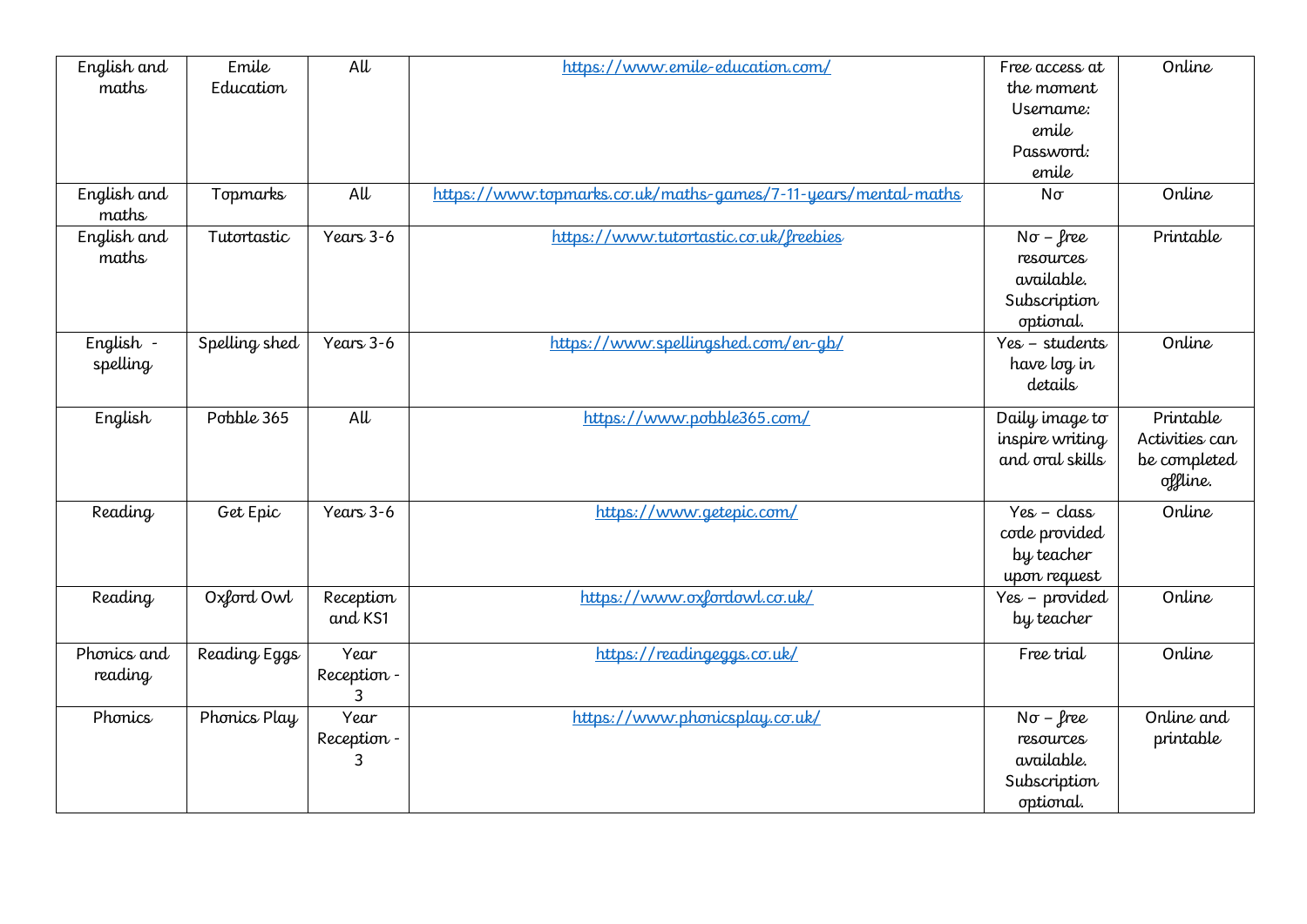| English and maths | Emile Education | All | https://www.emile-education.com/ | Free access at the moment Username: emile Password: emile | Online |
|---|---|---|---|---|---|
| English and maths | Topmarks | All | https://www.topmarks.co.uk/maths-games/7-11-years/mental-maths | No | Online |
| English and maths | Tutortastic | Years 3-6 | https://www.tutortastic.co.uk/freebies | No – free resources available. Subscription optional. | Printable |
| English - spelling | Spelling shed | Years 3-6 | https://www.spellingshed.com/en-gb/ | Yes – students have log in details | Online |
| English | Pobble 365 | All | https://www.pobble365.com/ | Daily image to inspire writing and oral skills | Printable Activities can be completed offline. |
| Reading | Get Epic | Years 3-6 | https://www.getepic.com/ | Yes – class code provided by teacher upon request | Online |
| Reading | Oxford Owl | Reception and KS1 | https://www.oxfordowl.co.uk/ | Yes – provided by teacher | Online |
| Phonics and reading | Reading Eggs | Year Reception - 3 | https://readingeggs.co.uk/ | Free trial | Online |
| Phonics | Phonics Play | Year Reception - 3 | https://www.phonicsplay.co.uk/ | No – free resources available. Subscription optional. | Online and printable |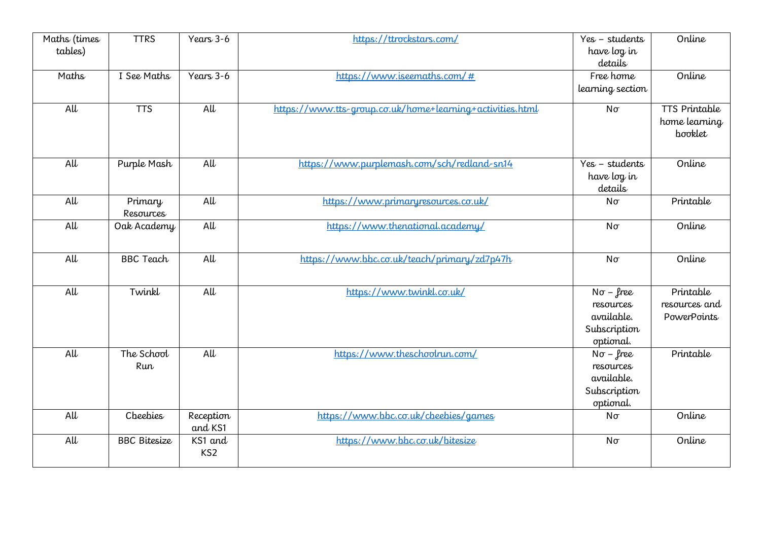| | | | | | |
|---|---|---|---|---|---|
| Maths (times tables) | TTRS | Years 3-6 | https://ttrockstars.com/ | Yes – students have log in details | Online |
| Maths | I See Maths | Years 3-6 | https://www.iseemaths.com/# | Free home learning section | Online |
| All | TTS | All | https://www.tts-group.co.uk/home+learning+activities.html | No | TTS Printable home learning booklet |
| All | Purple Mash | All | https://www.purplemash.com/sch/redland-sn14 | Yes – students have log in details | Online |
| All | Primary Resources | All | https://www.primaryresources.co.uk/ | No | Printable |
| All | Oak Academy | All | https://www.thenational.academy/ | No | Online |
| All | BBC Teach | All | https://www.bbc.co.uk/teach/primary/zd7p47h | No | Online |
| All | Twinkl | All | https://www.twinkl.co.uk/ | No – free resources available. Subscription optional. | Printable resources and PowerPoints |
| All | The School Run | All | https://www.theschoolrun.com/ | No – free resources available. Subscription optional. | Printable |
| All | Cbeebies | Reception and KS1 | https://www.bbc.co.uk/cbeebies/games | No | Online |
| All | BBC Bitesize | KS1 and KS2 | https://www.bbc.co.uk/bitesize | No | Online |